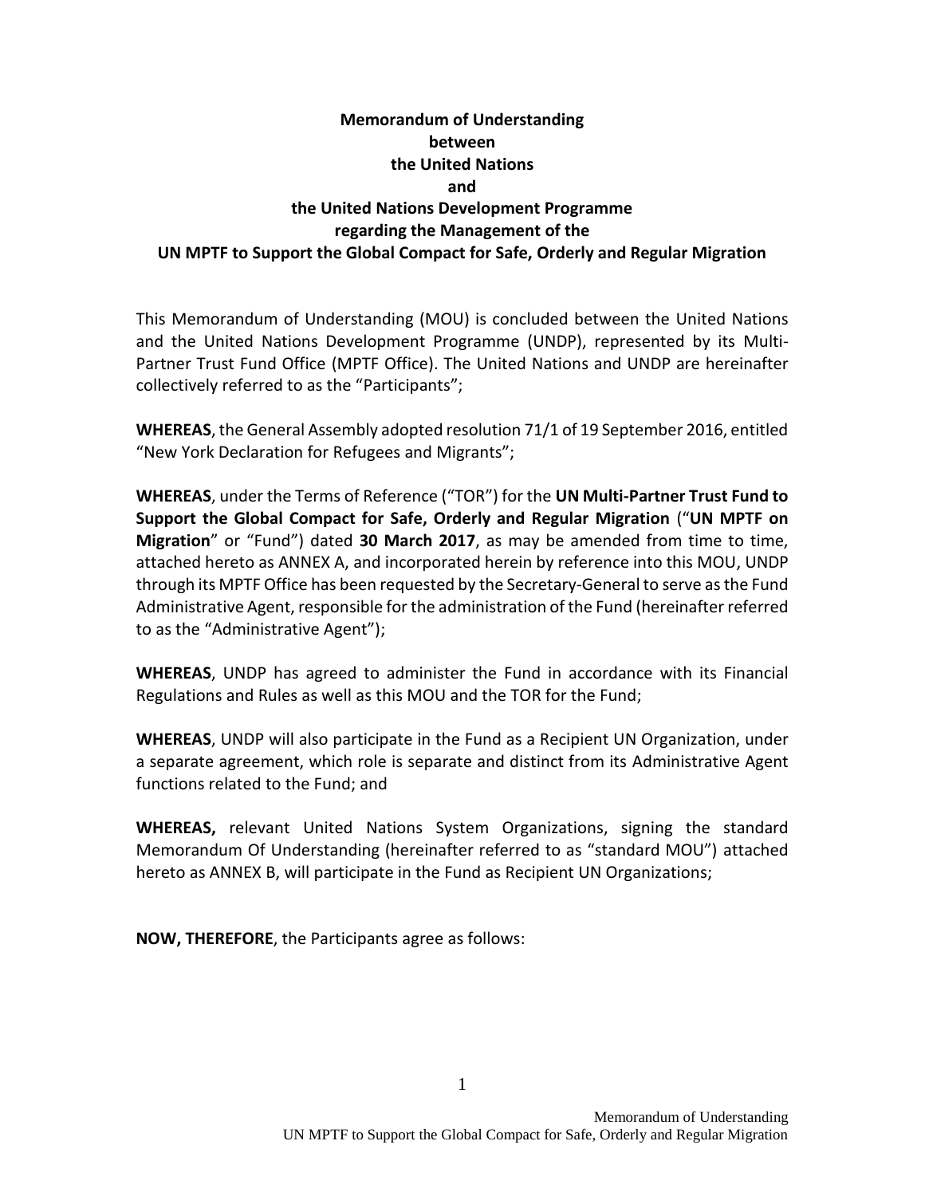# Memorandum of Understanding between the United Nations and the United Nations Development Programme regarding the Management of the UN MPTF to Support the Global Compact for Safe, Orderly and Regular Migration

This Memorandum of Understanding (MOU) is concluded between the United Nations and the United Nations Development Programme (UNDP), represented by its Multi-Partner Trust Fund Office (MPTF Office). The United Nations and UNDP are hereinafter collectively referred to as the "Participants";

**WHEREAS**, the General Assembly adopted resolution 71/1 of 19 September 2016, entitled "New York Declaration for Refugees and Migrants";

**WHEREAS**, under the Terms of Reference ("TOR") for the **UN Multi-Partner Trust Fund to Support the Global Compact for Safe, Orderly and Regular Migration** ("**UN MPTF on Migration**" or "Fund") dated **30 March 2017**, as may be amended from time to time, attached hereto as ANNEX A, and incorporated herein by reference into this MOU, UNDP through its MPTF Office has been requested by the Secretary-General to serve as the Fund Administrative Agent, responsible for the administration of the Fund (hereinafter referred to as the "Administrative Agent");

**WHEREAS**, UNDP has agreed to administer the Fund in accordance with its Financial Regulations and Rules as well as this MOU and the TOR for the Fund;

**WHEREAS**, UNDP will also participate in the Fund as a Recipient UN Organization, under a separate agreement, which role is separate and distinct from its Administrative Agent functions related to the Fund; and

**WHEREAS,** relevant United Nations System Organizations, signing the standard Memorandum Of Understanding (hereinafter referred to as "standard MOU") attached hereto as ANNEX B, will participate in the Fund as Recipient UN Organizations;

**NOW, THEREFORE**, the Participants agree as follows: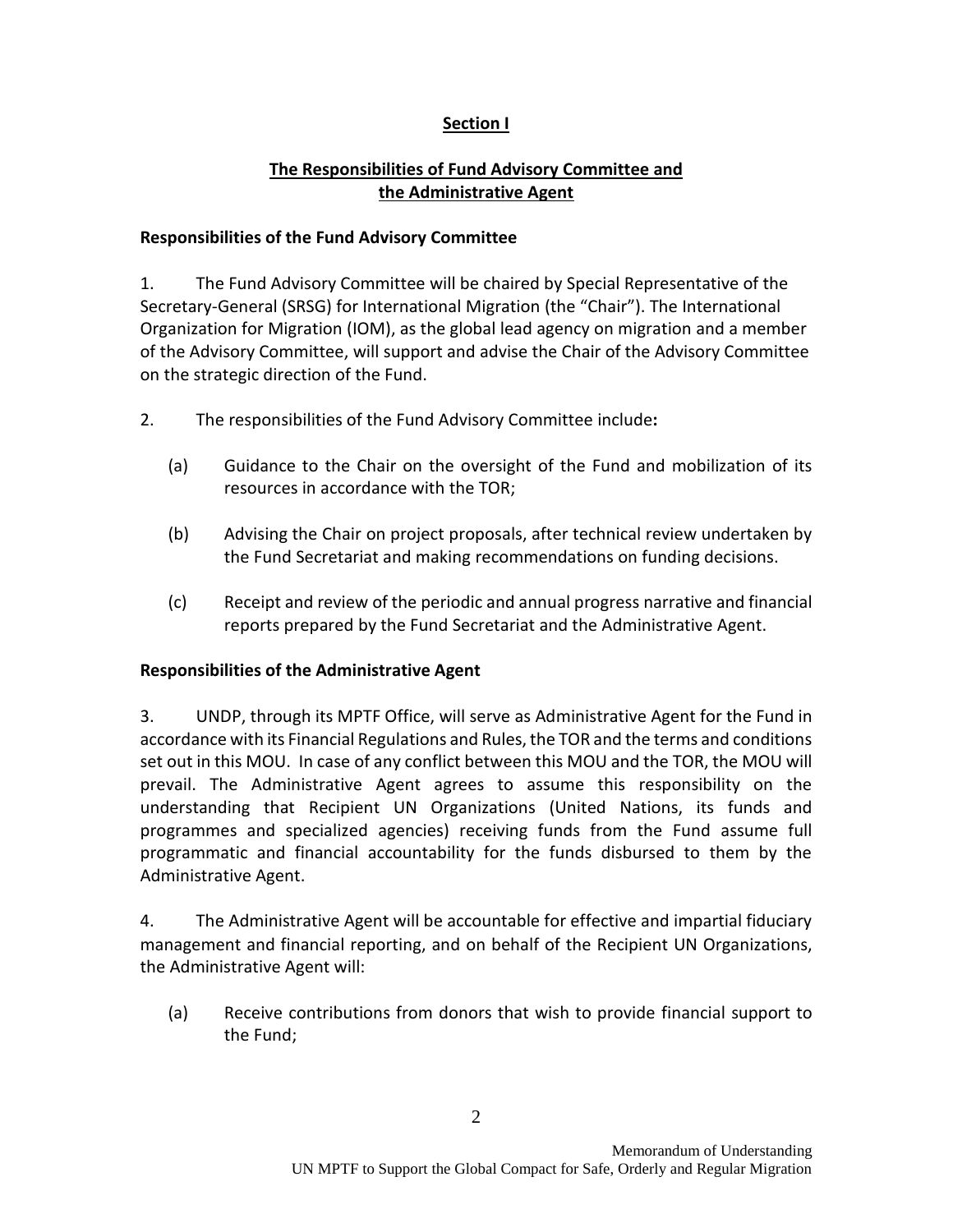## Section I

## The Responsibilities of Fund Advisory Committee and the Administrative Agent

### Responsibilities of the Fund Advisory Committee

1. The Fund Advisory Committee will be chaired by Special Representative of the Secretary-General (SRSG) for International Migration (the "Chair"). The International Organization for Migration (IOM), as the global lead agency on migration and a member of the Advisory Committee, will support and advise the Chair of the Advisory Committee on the strategic direction of the Fund.

2. The responsibilities of the Fund Advisory Committee include**:**

   (a) Guidance to the Chair on the oversight of the Fund and mobilization of its resources in accordance with the TOR;

   (b) Advising the Chair on project proposals, after technical review undertaken by the Fund Secretariat and making recommendations on funding decisions.

   (c) Receipt and review of the periodic and annual progress narrative and financial reports prepared by the Fund Secretariat and the Administrative Agent.

### Responsibilities of the Administrative Agent

3. UNDP, through its MPTF Office, will serve as Administrative Agent for the Fund in accordance with its Financial Regulations and Rules, the TOR and the terms and conditions set out in this MOU. In case of any conflict between this MOU and the TOR, the MOU will prevail. The Administrative Agent agrees to assume this responsibility on the understanding that Recipient UN Organizations (United Nations, its funds and programmes and specialized agencies) receiving funds from the Fund assume full programmatic and financial accountability for the funds disbursed to them by the Administrative Agent.

4. The Administrative Agent will be accountable for effective and impartial fiduciary management and financial reporting, and on behalf of the Recipient UN Organizations, the Administrative Agent will:

   (a) Receive contributions from donors that wish to provide financial support to the Fund;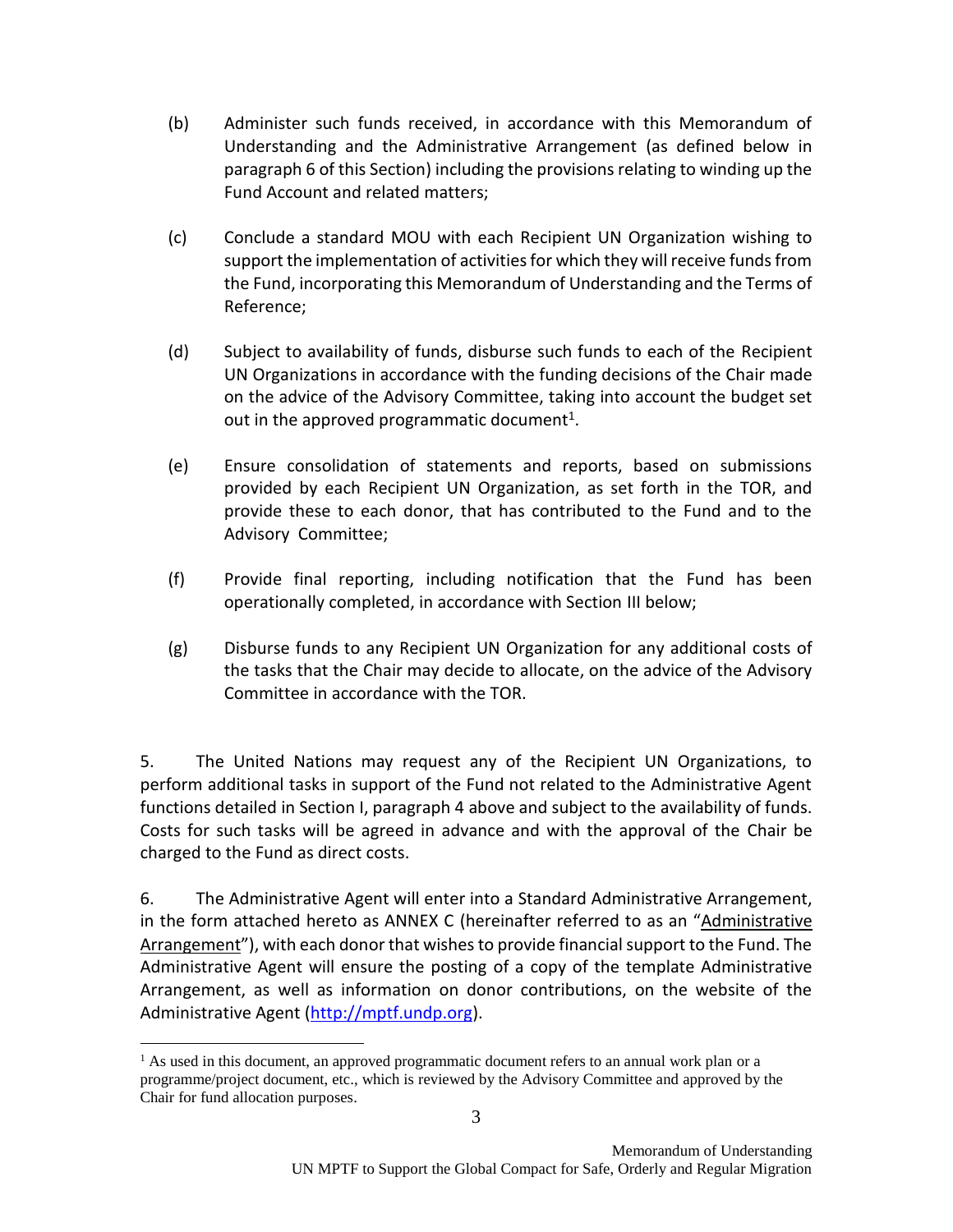(b) Administer such funds received, in accordance with this Memorandum of Understanding and the Administrative Arrangement (as defined below in paragraph 6 of this Section) including the provisions relating to winding up the Fund Account and related matters;

(c) Conclude a standard MOU with each Recipient UN Organization wishing to support the implementation of activities for which they will receive funds from the Fund, incorporating this Memorandum of Understanding and the Terms of Reference;

(d) Subject to availability of funds, disburse such funds to each of the Recipient UN Organizations in accordance with the funding decisions of the Chair made on the advice of the Advisory Committee, taking into account the budget set out in the approved programmatic document[1].

(e) Ensure consolidation of statements and reports, based on submissions provided by each Recipient UN Organization, as set forth in the TOR, and provide these to each donor, that has contributed to the Fund and to the Advisory Committee;

(f) Provide final reporting, including notification that the Fund has been operationally completed, in accordance with Section III below;

(g) Disburse funds to any Recipient UN Organization for any additional costs of the tasks that the Chair may decide to allocate, on the advice of the Advisory Committee in accordance with the TOR.

5. The United Nations may request any of the Recipient UN Organizations, to perform additional tasks in support of the Fund not related to the Administrative Agent functions detailed in Section I, paragraph 4 above and subject to the availability of funds. Costs for such tasks will be agreed in advance and with the approval of the Chair be charged to the Fund as direct costs.

6. The Administrative Agent will enter into a Standard Administrative Arrangement, in the form attached hereto as ANNEX C (hereinafter referred to as an "Administrative Arrangement"), with each donor that wishes to provide financial support to the Fund. The Administrative Agent will ensure the posting of a copy of the template Administrative Arrangement, as well as information on donor contributions, on the website of the Administrative Agent (http://mptf.undp.org).

[1] As used in this document, an approved programmatic document refers to an annual work plan or a programme/project document, etc., which is reviewed by the Advisory Committee and approved by the Chair for fund allocation purposes.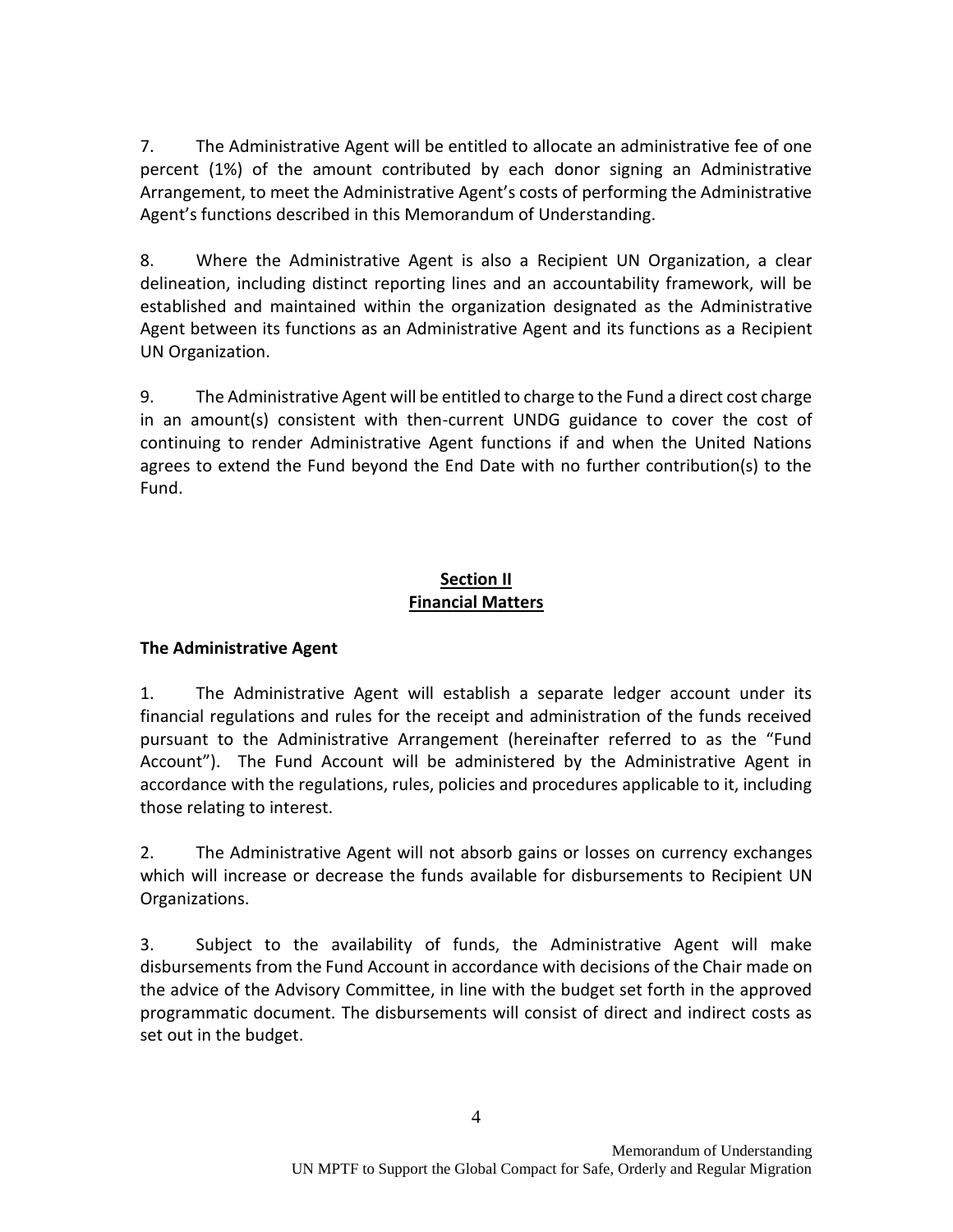7. The Administrative Agent will be entitled to allocate an administrative fee of one percent (1%) of the amount contributed by each donor signing an Administrative Arrangement, to meet the Administrative Agent's costs of performing the Administrative Agent's functions described in this Memorandum of Understanding.

8. Where the Administrative Agent is also a Recipient UN Organization, a clear delineation, including distinct reporting lines and an accountability framework, will be established and maintained within the organization designated as the Administrative Agent between its functions as an Administrative Agent and its functions as a Recipient UN Organization.

9. The Administrative Agent will be entitled to charge to the Fund a direct cost charge in an amount(s) consistent with then-current UNDG guidance to cover the cost of continuing to render Administrative Agent functions if and when the United Nations agrees to extend the Fund beyond the End Date with no further contribution(s) to the Fund.

## Section II
## Financial Matters

**The Administrative Agent**

1. The Administrative Agent will establish a separate ledger account under its financial regulations and rules for the receipt and administration of the funds received pursuant to the Administrative Arrangement (hereinafter referred to as the "Fund Account"). The Fund Account will be administered by the Administrative Agent in accordance with the regulations, rules, policies and procedures applicable to it, including those relating to interest.

2. The Administrative Agent will not absorb gains or losses on currency exchanges which will increase or decrease the funds available for disbursements to Recipient UN Organizations.

3. Subject to the availability of funds, the Administrative Agent will make disbursements from the Fund Account in accordance with decisions of the Chair made on the advice of the Advisory Committee, in line with the budget set forth in the approved programmatic document. The disbursements will consist of direct and indirect costs as set out in the budget.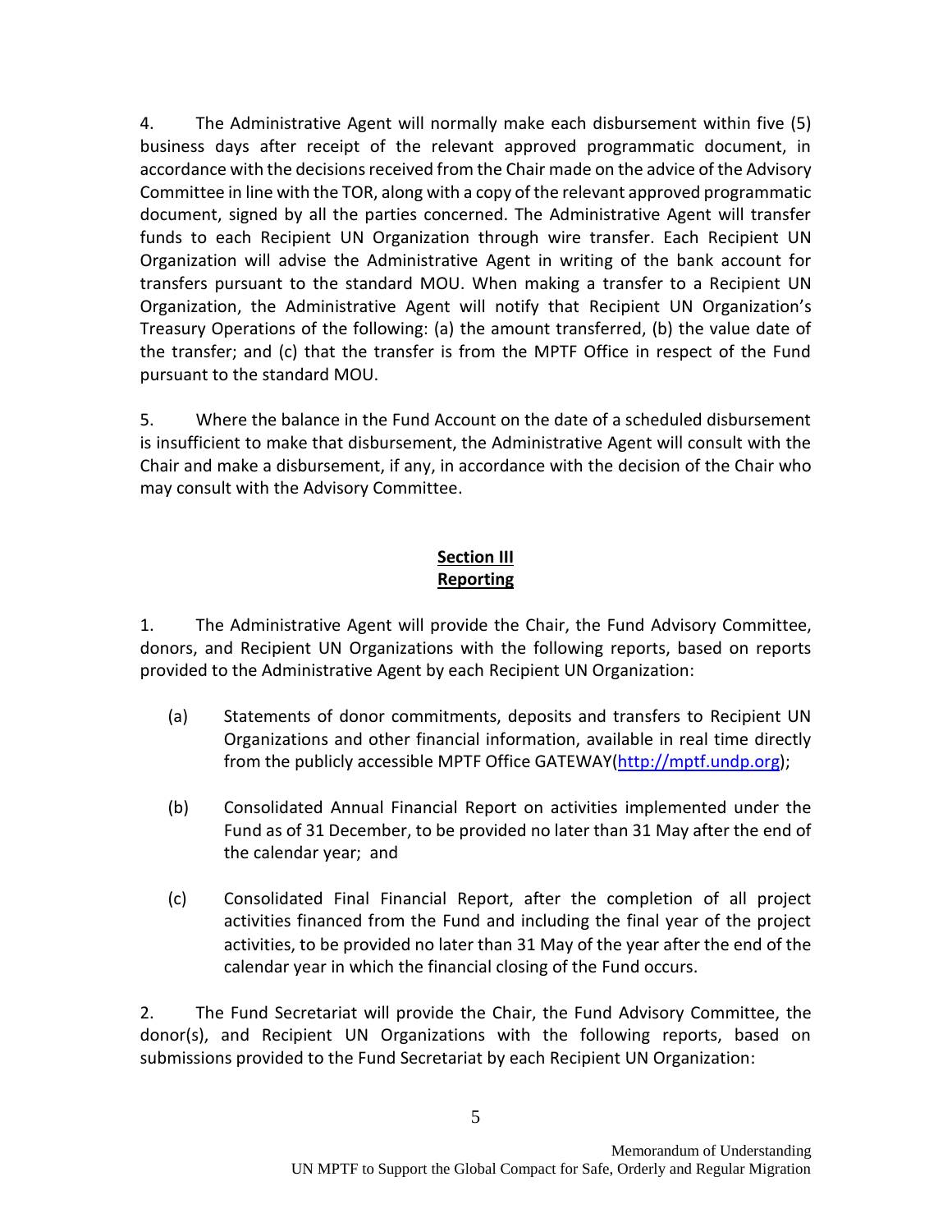4. The Administrative Agent will normally make each disbursement within five (5) business days after receipt of the relevant approved programmatic document, in accordance with the decisions received from the Chair made on the advice of the Advisory Committee in line with the TOR, along with a copy of the relevant approved programmatic document, signed by all the parties concerned. The Administrative Agent will transfer funds to each Recipient UN Organization through wire transfer. Each Recipient UN Organization will advise the Administrative Agent in writing of the bank account for transfers pursuant to the standard MOU. When making a transfer to a Recipient UN Organization, the Administrative Agent will notify that Recipient UN Organization's Treasury Operations of the following: (a) the amount transferred, (b) the value date of the transfer; and (c) that the transfer is from the MPTF Office in respect of the Fund pursuant to the standard MOU.

5. Where the balance in the Fund Account on the date of a scheduled disbursement is insufficient to make that disbursement, the Administrative Agent will consult with the Chair and make a disbursement, if any, in accordance with the decision of the Chair who may consult with the Advisory Committee.

## Section III
## Reporting

1. The Administrative Agent will provide the Chair, the Fund Advisory Committee, donors, and Recipient UN Organizations with the following reports, based on reports provided to the Administrative Agent by each Recipient UN Organization:

(a) Statements of donor commitments, deposits and transfers to Recipient UN Organizations and other financial information, available in real time directly from the publicly accessible MPTF Office GATEWAY([http://mptf.undp.org](http://mptf.undp.org));

(b) Consolidated Annual Financial Report on activities implemented under the Fund as of 31 December, to be provided no later than 31 May after the end of the calendar year; and

(c) Consolidated Final Financial Report, after the completion of all project activities financed from the Fund and including the final year of the project activities, to be provided no later than 31 May of the year after the end of the calendar year in which the financial closing of the Fund occurs.

2. The Fund Secretariat will provide the Chair, the Fund Advisory Committee, the donor(s), and Recipient UN Organizations with the following reports, based on submissions provided to the Fund Secretariat by each Recipient UN Organization: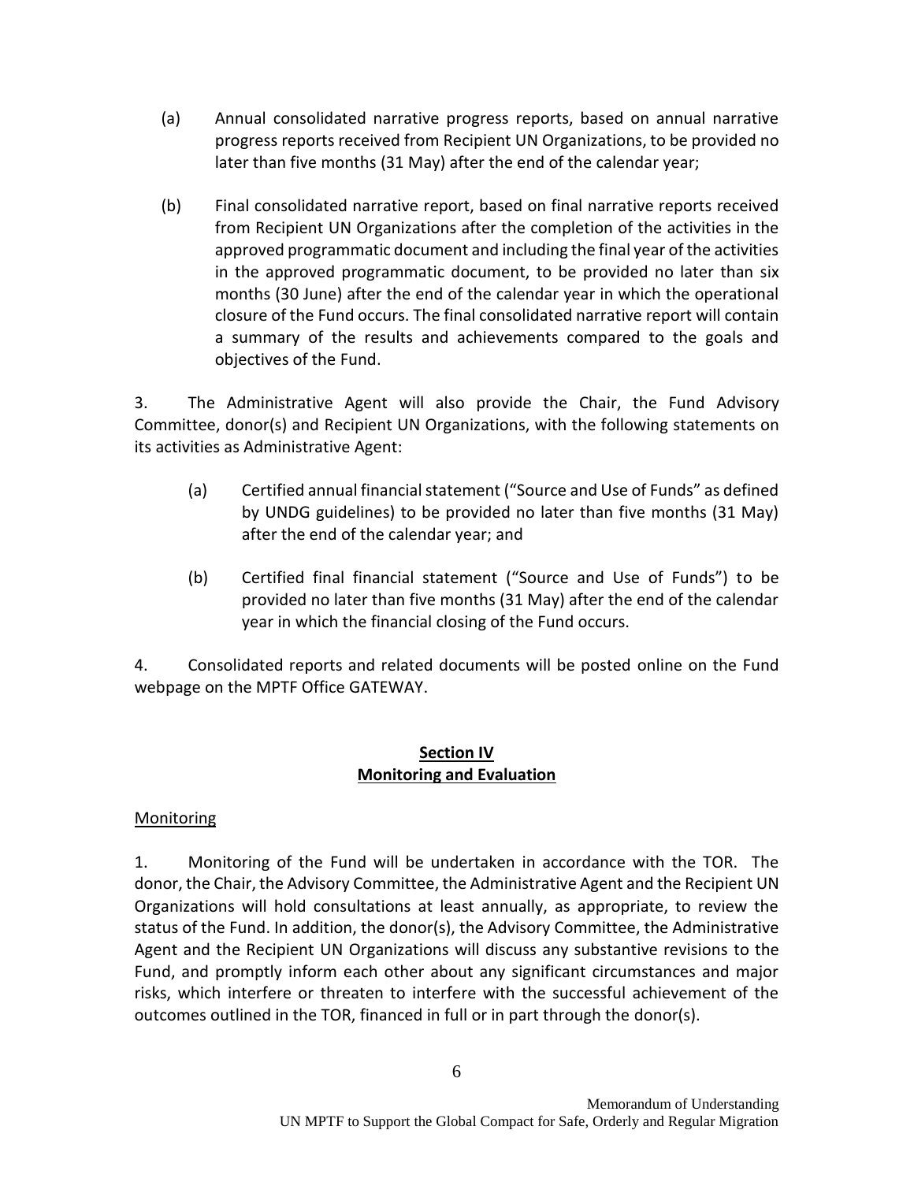(a) Annual consolidated narrative progress reports, based on annual narrative progress reports received from Recipient UN Organizations, to be provided no later than five months (31 May) after the end of the calendar year;

(b) Final consolidated narrative report, based on final narrative reports received from Recipient UN Organizations after the completion of the activities in the approved programmatic document and including the final year of the activities in the approved programmatic document, to be provided no later than six months (30 June) after the end of the calendar year in which the operational closure of the Fund occurs. The final consolidated narrative report will contain a summary of the results and achievements compared to the goals and objectives of the Fund.

3. The Administrative Agent will also provide the Chair, the Fund Advisory Committee, donor(s) and Recipient UN Organizations, with the following statements on its activities as Administrative Agent:

(a) Certified annual financial statement ("Source and Use of Funds" as defined by UNDG guidelines) to be provided no later than five months (31 May) after the end of the calendar year; and

(b) Certified final financial statement ("Source and Use of Funds") to be provided no later than five months (31 May) after the end of the calendar year in which the financial closing of the Fund occurs.

4. Consolidated reports and related documents will be posted online on the Fund webpage on the MPTF Office GATEWAY.

## Section IV
## Monitoring and Evaluation

Monitoring

1. Monitoring of the Fund will be undertaken in accordance with the TOR. The donor, the Chair, the Advisory Committee, the Administrative Agent and the Recipient UN Organizations will hold consultations at least annually, as appropriate, to review the status of the Fund. In addition, the donor(s), the Advisory Committee, the Administrative Agent and the Recipient UN Organizations will discuss any substantive revisions to the Fund, and promptly inform each other about any significant circumstances and major risks, which interfere or threaten to interfere with the successful achievement of the outcomes outlined in the TOR, financed in full or in part through the donor(s).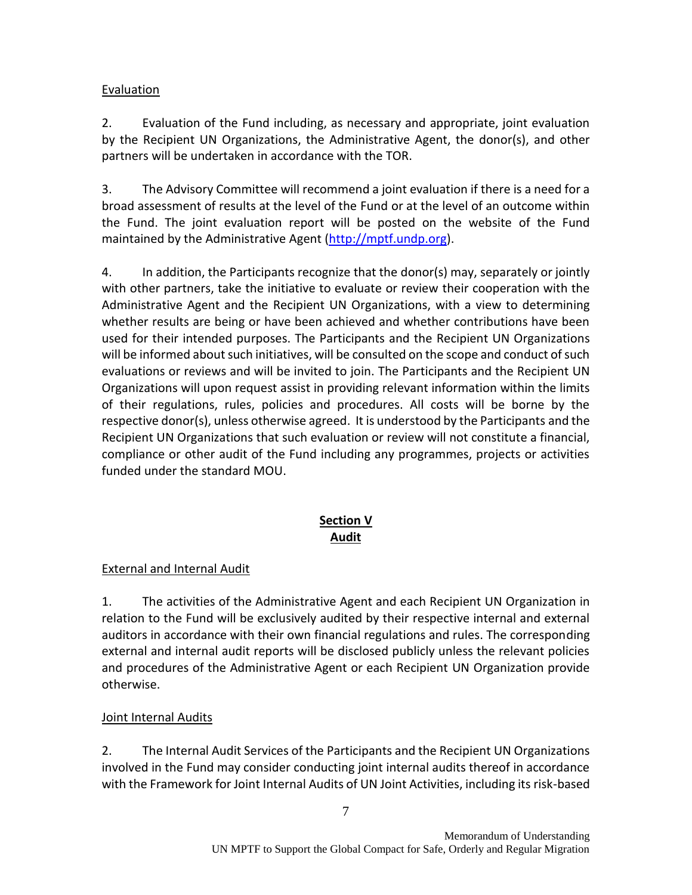Evaluation

2. Evaluation of the Fund including, as necessary and appropriate, joint evaluation by the Recipient UN Organizations, the Administrative Agent, the donor(s), and other partners will be undertaken in accordance with the TOR.

3. The Advisory Committee will recommend a joint evaluation if there is a need for a broad assessment of results at the level of the Fund or at the level of an outcome within the Fund. The joint evaluation report will be posted on the website of the Fund maintained by the Administrative Agent (http://mptf.undp.org).

4. In addition, the Participants recognize that the donor(s) may, separately or jointly with other partners, take the initiative to evaluate or review their cooperation with the Administrative Agent and the Recipient UN Organizations, with a view to determining whether results are being or have been achieved and whether contributions have been used for their intended purposes. The Participants and the Recipient UN Organizations will be informed about such initiatives, will be consulted on the scope and conduct of such evaluations or reviews and will be invited to join. The Participants and the Recipient UN Organizations will upon request assist in providing relevant information within the limits of their regulations, rules, policies and procedures. All costs will be borne by the respective donor(s), unless otherwise agreed. It is understood by the Participants and the Recipient UN Organizations that such evaluation or review will not constitute a financial, compliance or other audit of the Fund including any programmes, projects or activities funded under the standard MOU.

## Section V
## Audit

External and Internal Audit

1. The activities of the Administrative Agent and each Recipient UN Organization in relation to the Fund will be exclusively audited by their respective internal and external auditors in accordance with their own financial regulations and rules. The corresponding external and internal audit reports will be disclosed publicly unless the relevant policies and procedures of the Administrative Agent or each Recipient UN Organization provide otherwise.

Joint Internal Audits

2. The Internal Audit Services of the Participants and the Recipient UN Organizations involved in the Fund may consider conducting joint internal audits thereof in accordance with the Framework for Joint Internal Audits of UN Joint Activities, including its risk-based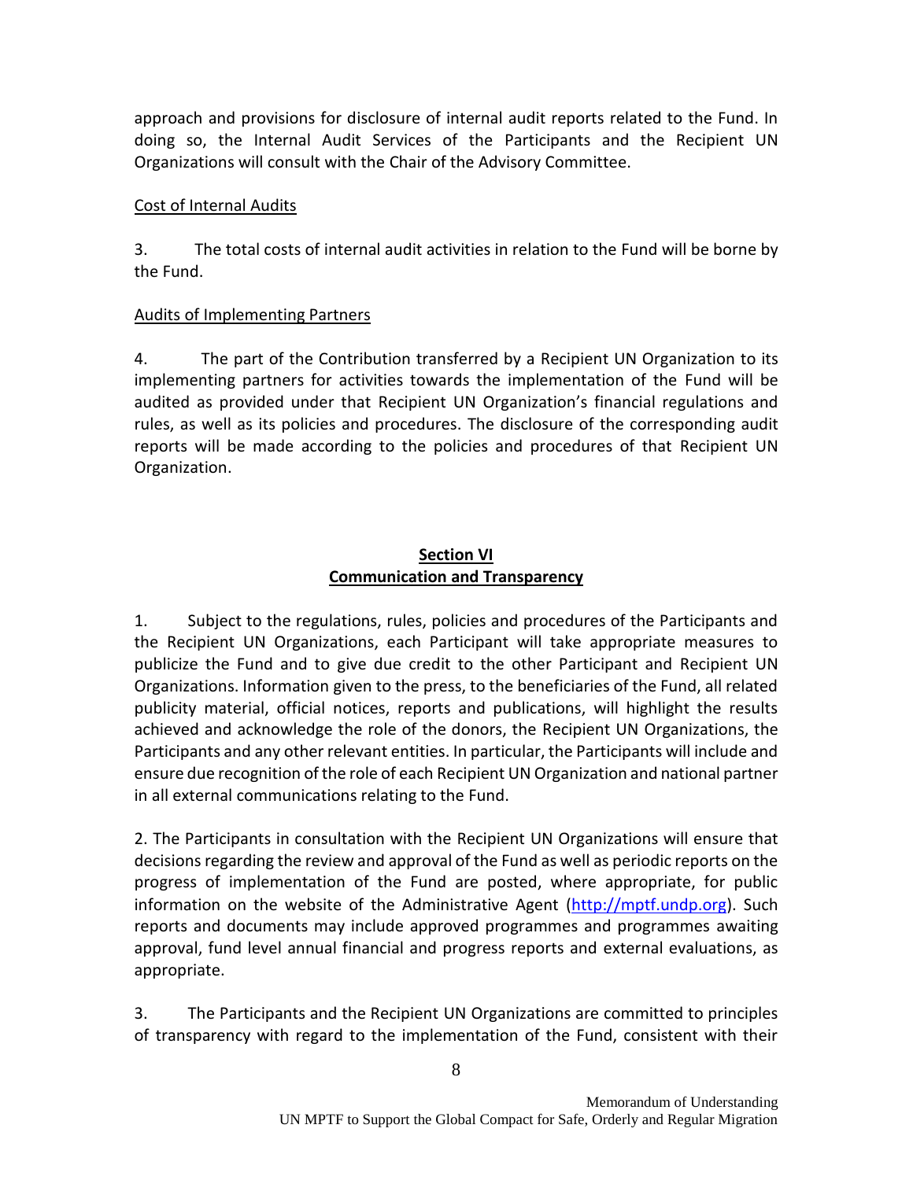approach and provisions for disclosure of internal audit reports related to the Fund. In doing so, the Internal Audit Services of the Participants and the Recipient UN Organizations will consult with the Chair of the Advisory Committee.

Cost of Internal Audits

3. The total costs of internal audit activities in relation to the Fund will be borne by the Fund.

Audits of Implementing Partners

4. The part of the Contribution transferred by a Recipient UN Organization to its implementing partners for activities towards the implementation of the Fund will be audited as provided under that Recipient UN Organization's financial regulations and rules, as well as its policies and procedures. The disclosure of the corresponding audit reports will be made according to the policies and procedures of that Recipient UN Organization.

## **Section VI**
## **Communication and Transparency**

1. Subject to the regulations, rules, policies and procedures of the Participants and the Recipient UN Organizations, each Participant will take appropriate measures to publicize the Fund and to give due credit to the other Participant and Recipient UN Organizations. Information given to the press, to the beneficiaries of the Fund, all related publicity material, official notices, reports and publications, will highlight the results achieved and acknowledge the role of the donors, the Recipient UN Organizations, the Participants and any other relevant entities. In particular, the Participants will include and ensure due recognition of the role of each Recipient UN Organization and national partner in all external communications relating to the Fund.

2. The Participants in consultation with the Recipient UN Organizations will ensure that decisions regarding the review and approval of the Fund as well as periodic reports on the progress of implementation of the Fund are posted, where appropriate, for public information on the website of the Administrative Agent (http://mptf.undp.org). Such reports and documents may include approved programmes and programmes awaiting approval, fund level annual financial and progress reports and external evaluations, as appropriate.

3. The Participants and the Recipient UN Organizations are committed to principles of transparency with regard to the implementation of the Fund, consistent with their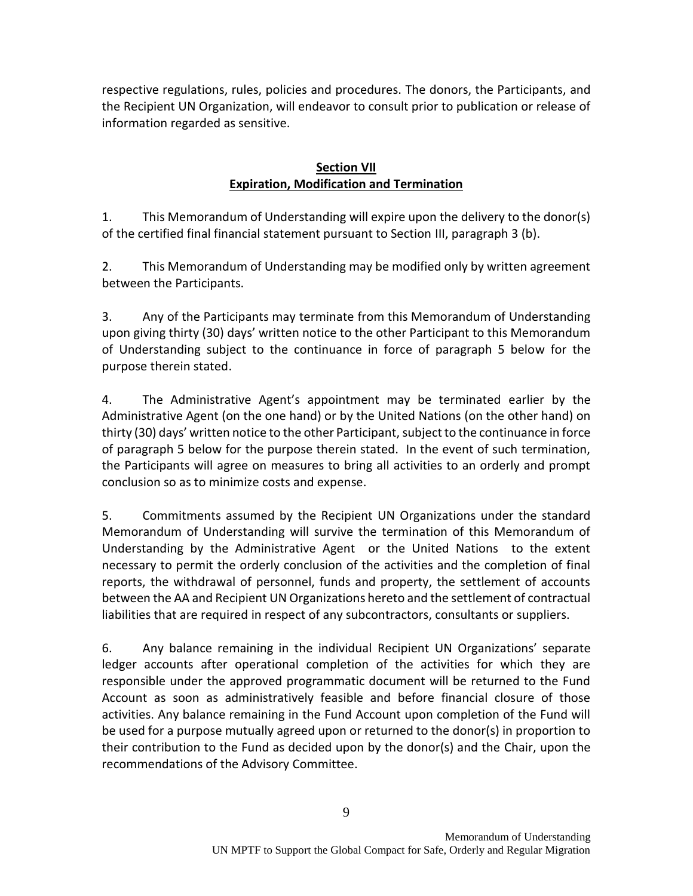respective regulations, rules, policies and procedures. The donors, the Participants, and the Recipient UN Organization, will endeavor to consult prior to publication or release of information regarded as sensitive.

## Section VII
## Expiration, Modification and Termination

1. This Memorandum of Understanding will expire upon the delivery to the donor(s) of the certified final financial statement pursuant to Section III, paragraph 3 (b).

2. This Memorandum of Understanding may be modified only by written agreement between the Participants.

3. Any of the Participants may terminate from this Memorandum of Understanding upon giving thirty (30) days' written notice to the other Participant to this Memorandum of Understanding subject to the continuance in force of paragraph 5 below for the purpose therein stated.

4. The Administrative Agent's appointment may be terminated earlier by the Administrative Agent (on the one hand) or by the United Nations (on the other hand) on thirty (30) days' written notice to the other Participant, subject to the continuance in force of paragraph 5 below for the purpose therein stated. In the event of such termination, the Participants will agree on measures to bring all activities to an orderly and prompt conclusion so as to minimize costs and expense.

5. Commitments assumed by the Recipient UN Organizations under the standard Memorandum of Understanding will survive the termination of this Memorandum of Understanding by the Administrative Agent or the United Nations to the extent necessary to permit the orderly conclusion of the activities and the completion of final reports, the withdrawal of personnel, funds and property, the settlement of accounts between the AA and Recipient UN Organizations hereto and the settlement of contractual liabilities that are required in respect of any subcontractors, consultants or suppliers.

6. Any balance remaining in the individual Recipient UN Organizations' separate ledger accounts after operational completion of the activities for which they are responsible under the approved programmatic document will be returned to the Fund Account as soon as administratively feasible and before financial closure of those activities. Any balance remaining in the Fund Account upon completion of the Fund will be used for a purpose mutually agreed upon or returned to the donor(s) in proportion to their contribution to the Fund as decided upon by the donor(s) and the Chair, upon the recommendations of the Advisory Committee.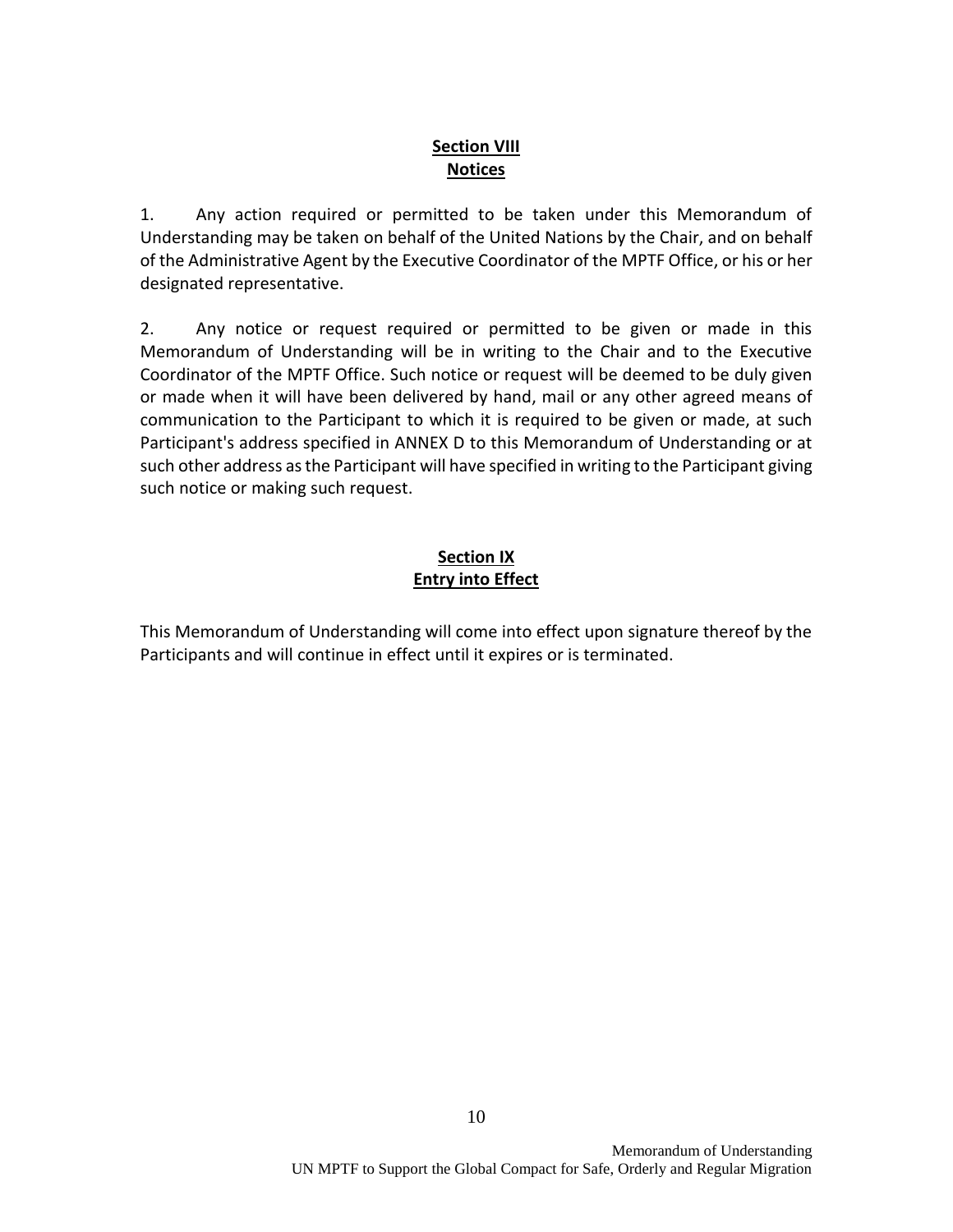## Section VIII
## Notices

1. Any action required or permitted to be taken under this Memorandum of Understanding may be taken on behalf of the United Nations by the Chair, and on behalf of the Administrative Agent by the Executive Coordinator of the MPTF Office, or his or her designated representative.

2. Any notice or request required or permitted to be given or made in this Memorandum of Understanding will be in writing to the Chair and to the Executive Coordinator of the MPTF Office. Such notice or request will be deemed to be duly given or made when it will have been delivered by hand, mail or any other agreed means of communication to the Participant to which it is required to be given or made, at such Participant's address specified in ANNEX D to this Memorandum of Understanding or at such other address as the Participant will have specified in writing to the Participant giving such notice or making such request.

## Section IX
## Entry into Effect

This Memorandum of Understanding will come into effect upon signature thereof by the Participants and will continue in effect until it expires or is terminated.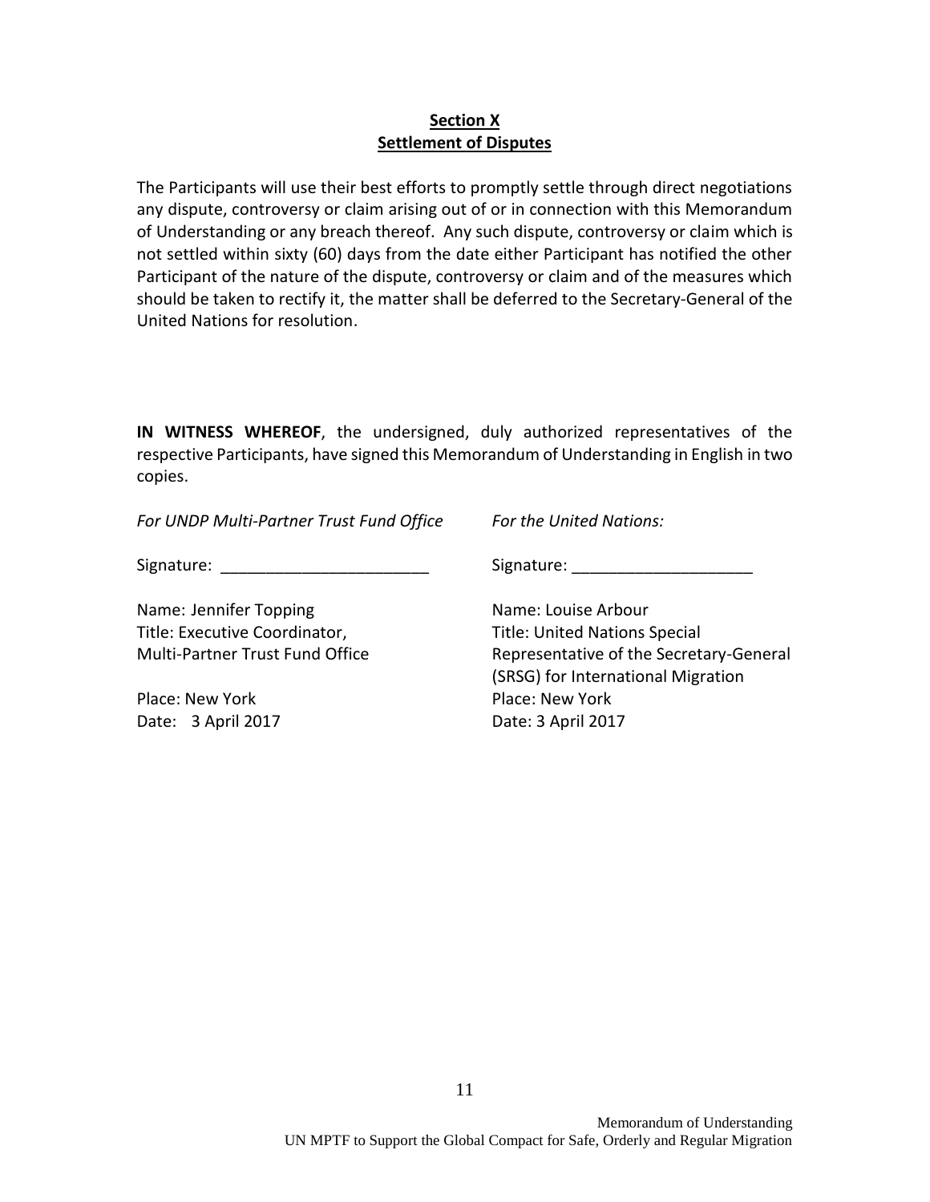## Section X
## Settlement of Disputes

The Participants will use their best efforts to promptly settle through direct negotiations any dispute, controversy or claim arising out of or in connection with this Memorandum of Understanding or any breach thereof. Any such dispute, controversy or claim which is not settled within sixty (60) days from the date either Participant has notified the other Participant of the nature of the dispute, controversy or claim and of the measures which should be taken to rectify it, the matter shall be deferred to the Secretary-General of the United Nations for resolution.

**IN WITNESS WHEREOF**, the undersigned, duly authorized representatives of the respective Participants, have signed this Memorandum of Understanding in English in two copies.

*For UNDP Multi-Partner Trust Fund Office*

Signature: _______________________

Name: Jennifer Topping
Title: Executive Coordinator,
Multi-Partner Trust Fund Office

Place: New York
Date: 3 April 2017

*For the United Nations:*

Signature: ____________________

Name: Louise Arbour
Title: United Nations Special Representative of the Secretary-General (SRSG) for International Migration
Place: New York
Date: 3 April 2017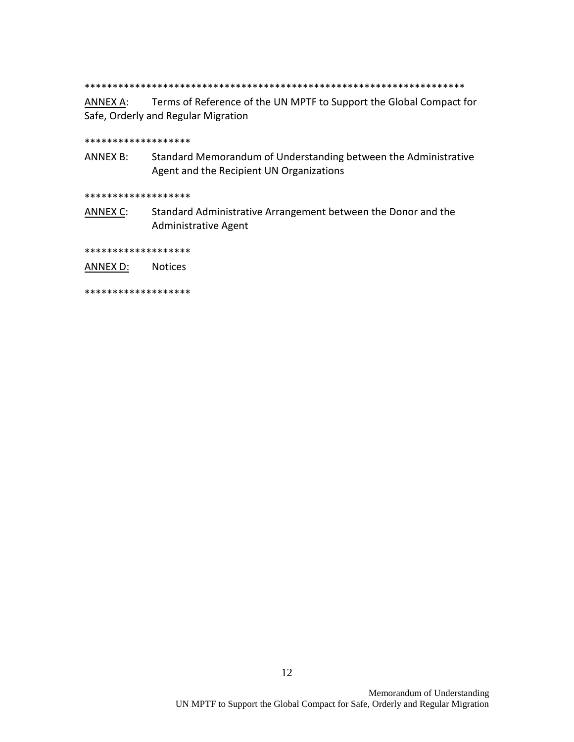*******************************************************************

ANNEX A: Terms of Reference of the UN MPTF to Support the Global Compact for Safe, Orderly and Regular Migration

*******************

ANNEX B: Standard Memorandum of Understanding between the Administrative Agent and the Recipient UN Organizations

*******************

ANNEX C: Standard Administrative Arrangement between the Donor and the Administrative Agent

*******************

ANNEX D: Notices

*******************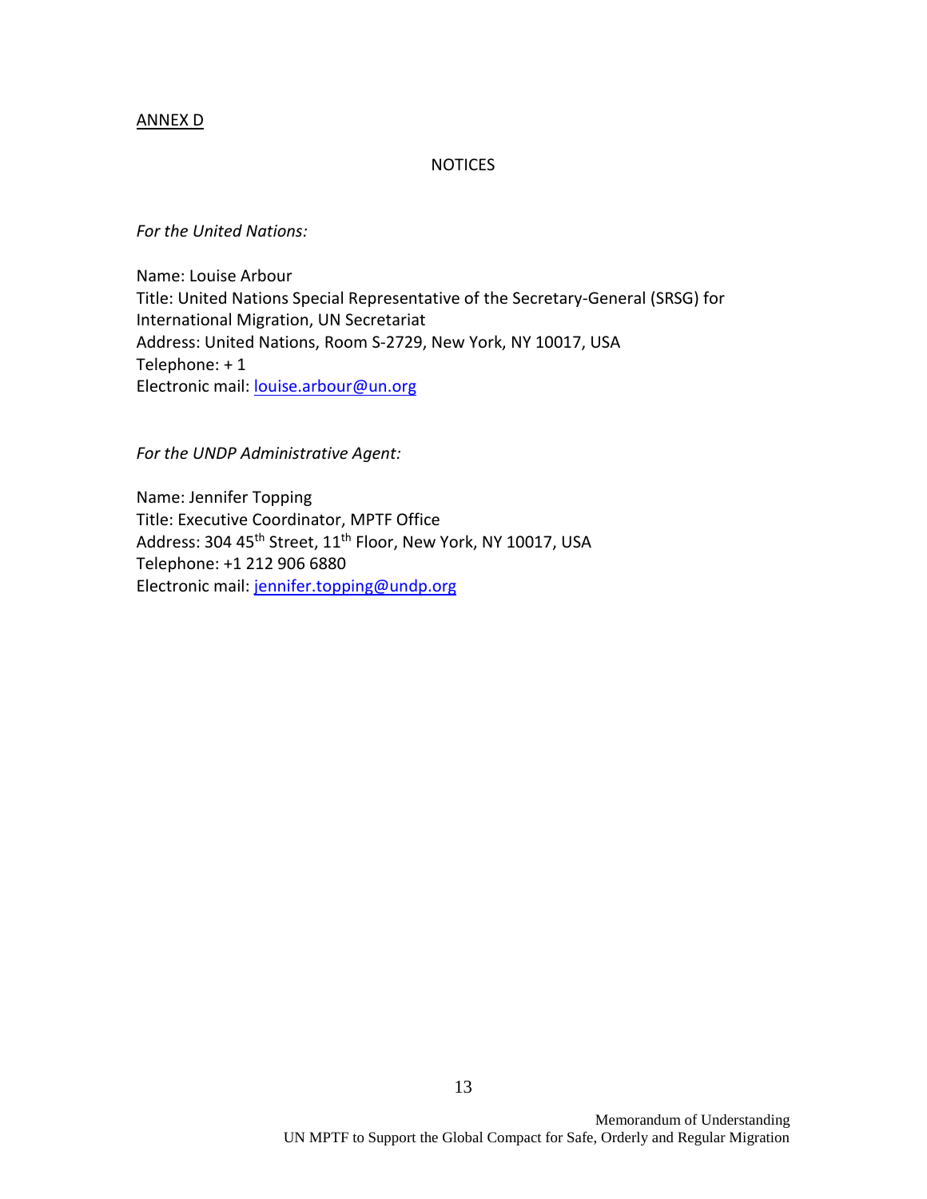ANNEX D

## NOTICES

*For the United Nations:*

Name: Louise Arbour
Title: United Nations Special Representative of the Secretary-General (SRSG) for International Migration, UN Secretariat
Address: United Nations, Room S-2729, New York, NY 10017, USA
Telephone: + 1
Electronic mail: louise.arbour@un.org

*For the UNDP Administrative Agent:*

Name: Jennifer Topping
Title: Executive Coordinator, MPTF Office
Address: 304 45th Street, 11th Floor, New York, NY 10017, USA
Telephone: +1 212 906 6880
Electronic mail: jennifer.topping@undp.org